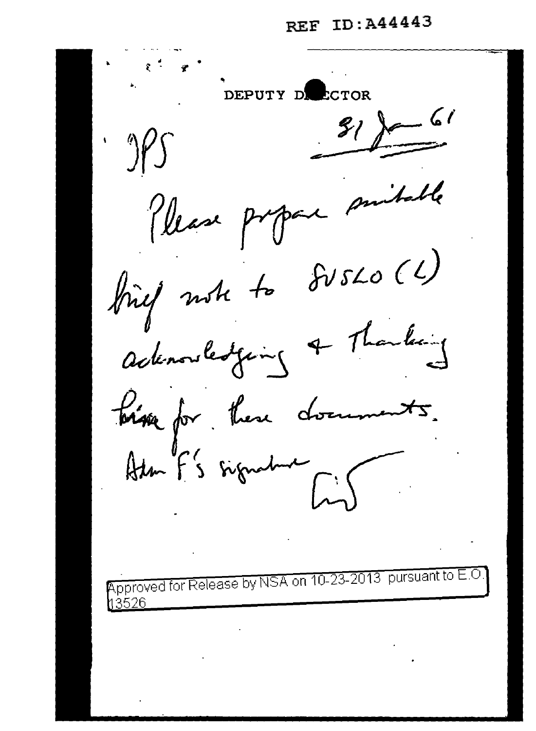REF ID:A44443

DEPUTY DIRECTOR

DPS

31 Jan 61

Please prepare suitable brief note to SUSLO (L) acknowledging & thanking Pirie for these documents.

Adm F's signature

[signature]

Approved for Release by NSA on 10-23-2013 pursuant to E.O. 13526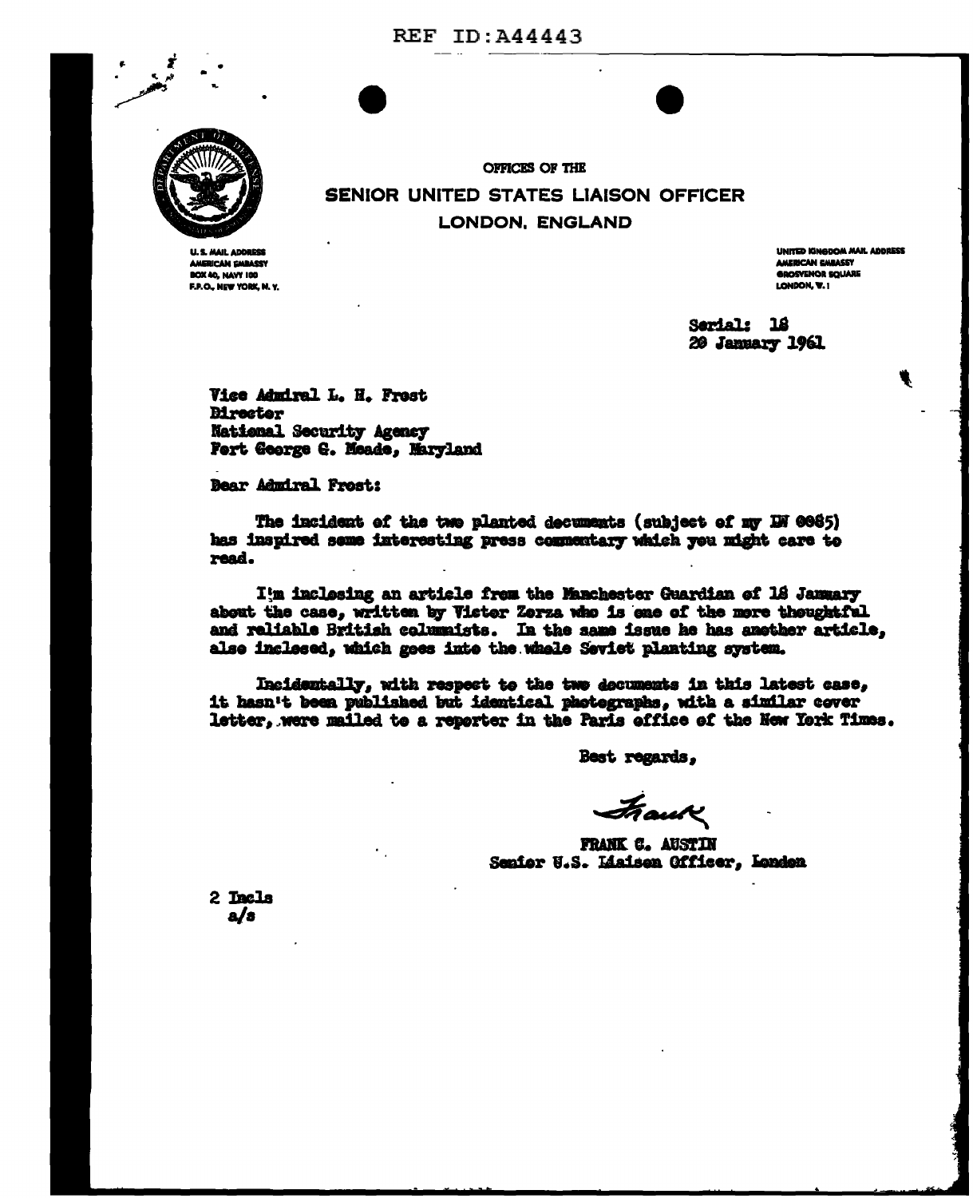REF ID:A44443

OFFICES OF THE

# SENIOR UNITED STATES LIAISON OFFICER
## LONDON, ENGLAND

U. S. MAIL ADDRESS
AMERICAN EMBASSY
BOX 40, NAVY 100
F.P.O., NEW YORK, N. Y.

UNITED KINGDOM MAIL ADDRESS
AMERICAN EMBASSY
GROSVENOR SQUARE
LONDON, W. I

Serial: 18
20 January 1961

Vice Admiral L. H. Frost
Director
National Security Agency
Fort George G. Meade, Maryland

Dear Admiral Frost:

The incident of the two planted documents (subject of my LW 0085) has inspired some interesting press commentary which you might care to read.

I'm inclosing an article from the Manchester Guardian of 18 January about the case, written by Victor Zorza who is one of the more thoughtful and reliable British columnists. In the same issue he has another article, also inclosed, which goes into the whole Soviet planting system.

Incidentally, with respect to the two documents in this latest case, it hasn't been published but identical photographs, with a similar cover letter, were mailed to a reporter in the Paris office of the New York Times.

Best regards,

Frank

FRANK C. AUSTIN
Senior U.S. Liaison Officer, London

2 Incls
a/s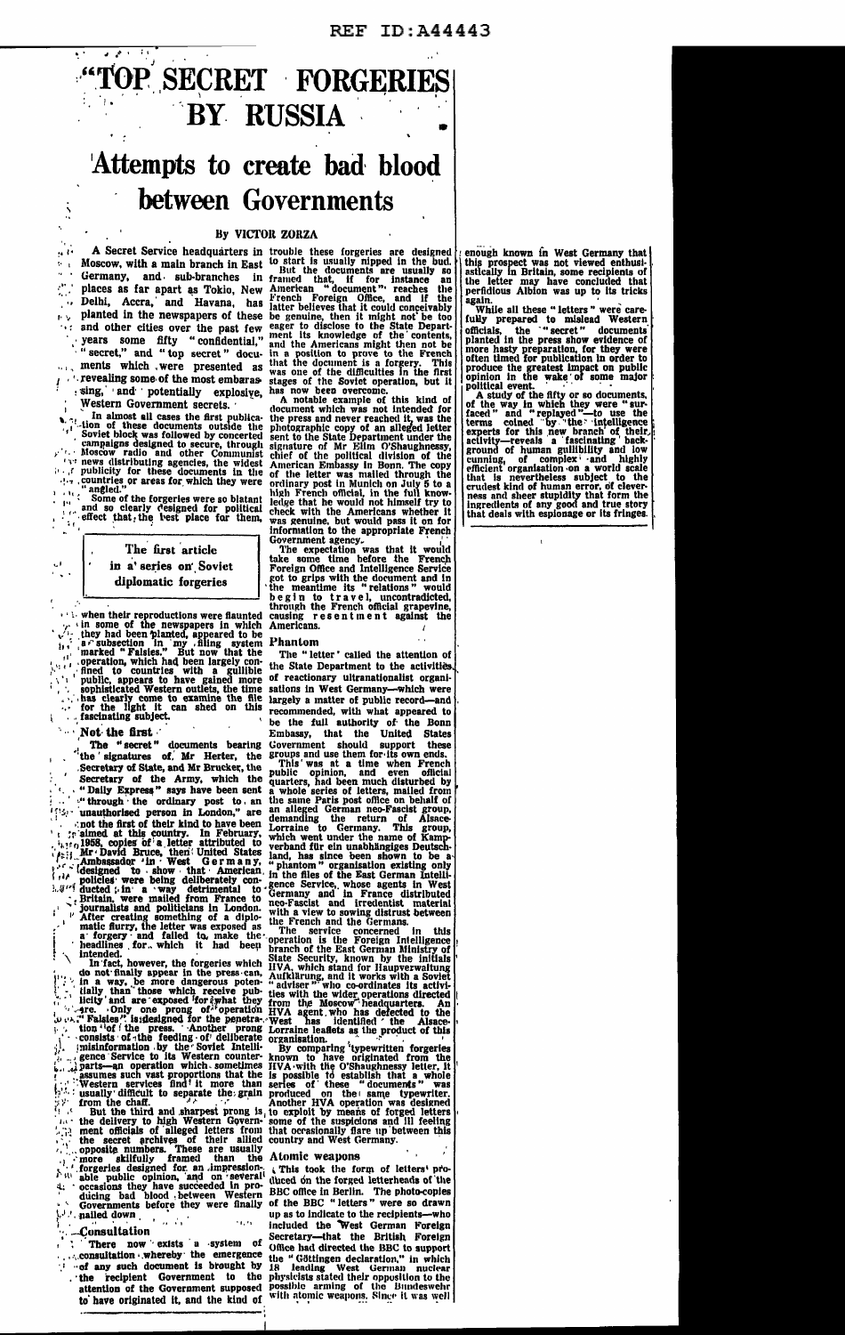# "TOP SECRET" FORGERIES BY RUSSIA

## Attempts to create bad blood between Governments

### By VICTOR ZORZA

A Secret Service headquarters in Moscow, with a main branch in East Germany, and sub-branches in places as far apart as Tokio, New Delhi, Accra, and Havana, has planted in the newspapers of these and other cities over the past few years some fifty "confidential," "secret," and "top secret" documents which were presented as revealing some of the most embarrassing, and potentially explosive, Western Government secrets.

In almost all cases the first publication of these documents outside the Soviet block was followed by concerted campaigns designed to secure, through Moscow radio and other Communist news distributing agencies, the widest publicity for these documents in the countries or areas for which they were "angled."

Some of the forgeries were so blatant and so clearly designed for political effect that the best place for them,

> **The first article in a series on Soviet diplomatic forgeries**

when their reproductions were flaunted in some of the newspapers in which they had been planted, appeared to be a subsection in my filing system marked "Falsies." But now that the operation, which had been largely confined to countries with a gullible public, appears to have gained more sophisticated Western outlets, the time has clearly come to examine the file for the light it can shed on this fascinating subject.

#### Not the first

The "secret" documents bearing the signatures of Mr Herter, the Secretary of State, and Mr Brucker, the Secretary of the Army, which the "Daily Express" says have been sent through the ordinary post to an unauthorised person in London," are not the first of their kind to have been aimed at this country. In February, 1958, copies of a letter attributed to Mr David Bruce, then United States Ambassador in West Germany, designed to show that American policies were being deliberately conducted in a way detrimental to Britain, were mailed from France to journalists and politicians in London. After creating something of a diplomatic flurry, the letter was exposed as a forgery and failed to make the headlines for which it had been intended.

In fact, however, the forgeries which do not finally appear in the press can, in a way, be more dangerous potentially than those which receive publicity and are exposed for what they are. Only one prong of the operation ("Falsies" is designed for the penetration of the press. Another prong consists of the feeding of deliberate misinformation by the Soviet Intelligence Service to its Western counterparts—an operation which sometimes assumes such vast proportions that the Western services find it more than usually difficult to separate the grain from the chaff.

But the third and sharpest prong is the delivery to high Western Government officials of alleged letters from the secret archives of their allied opposite numbers. These are usually more skilfully framed than the forgeries designed for an impressionable public opinion, and on several occasions they have succeeded in producing bad blood between Western Governments before they were finally nailed down.

#### Consultation

There now exists a system of consultation whereby the emergence of any such document is brought by the recipient Government to the attention of the Government supposed to have originated it, and the kind of trouble these forgeries are designed to start is usually nipped in the bud.

But the documents are usually so framed that, if for instance an American "document" reaches the French Foreign Office, and if the latter believes that it could conceivably be genuine, then it might not be too eager to disclose to the State Department its knowledge of the contents, and the Americans might then not be in a position to prove to the French that the document is a forgery. This was one of the difficulties in the first stages of the Soviet operation, but it has now been overcome.

A notable example of this kind of document which was not intended for the press and never reached it, was the photographic copy of an alleged letter sent to the State Department under the signature of Mr Elim O'Shaughnessy, chief of the political division of the American Embassy in Bonn. The copy of the letter was mailed through the ordinary post in Munich on July 5 to a high French official, in the full knowledge that he would not himself try to check with the Americans whether it was genuine, but would pass it on for information to the appropriate French Government agency.

The expectation was that it would take some time before the French Foreign Office and Intelligence Service got to grips with the document and in the meantime its "relations" would begin to travel, uncontradicted, through the French official grapevine, causing resentment against the Americans.

#### Phantom

The "letter" called the attention of the State Department to the activities of reactionary ultranationalist organisations in West Germany—which were largely a matter of public record—and recommended, with what appeared to be the full authority of the Bonn Embassy, that the United States Government should support these groups and use them for its own ends.

This was at a time when French public opinion, and even official quarters, had been much disturbed by a whole series of letters, mailed from the same Paris post office on behalf of an alleged German neo-Fascist group, demanding the return of Alsace-Lorraine to Germany. This group, which went under the name of Kampverband für ein unabhängiges Deutschland, has since been shown to be a "phantom" organisation existing only in the files of the East German Intelligence Service, whose agents in West Germany and in France distributed neo-Fascist and irredentist material with a view to sowing distrust between the French and the Germans.

The service concerned in this operation is the Foreign Intelligence branch of the East German Ministry of State Security, known by the initials HVA, which stand for Hauptverwaltung Aufklärung, and it works with a Soviet "adviser" who co-ordinates its activities with the wider operations directed from the Moscow headquarters. An HVA agent who has defected to the West has identified the Alsace-Lorraine leaflets as the product of this organisation.

By comparing typewritten forgeries known to have originated from the HVA with the O'Shaughnessy letter, it is possible to establish that a whole series of these "documents" was produced on the same typewriter. Another HVA operation was designed to exploit by means of forged letters some of the suspicions and ill feeling that occasionally flare up between this country and West Germany.

#### Atomic weapons

This took the form of letters produced on the forged letterheads of the BBC office in Berlin. The photo-copies of the BBC "letters" were so drawn up as to indicate to the recipients—who included the West German Foreign Secretary—that the British Foreign Office had directed the BBC to support the "Göttingen declaration," in which 18 leading West German nuclear physicists stated their opposition to the possible arming of the Bundeswehr with atomic weapons. Since it was well enough known in West Germany that this prospect was not viewed enthusiastically in Britain, some recipients of the letter may have concluded that perfidious Albion was up to its tricks again.

While all these "letters" were carefully prepared to mislead Western officials, the "secret" documents planted in the press show evidence of more hasty preparation, for they were often timed for publication in order to produce the greatest impact on public opinion in the wake of some major political event.

A study of the fifty or so documents, of the way in which they were "surfaced" and "replayed"—to use the terms coined by the intelligence experts for this new branch of their activity—reveals a fascinating background of human gullibility and low cunning, of complex and highly efficient organisation on a world scale that is nevertheless subject to the crudest kind of human error, of cleverness and sheer stupidity that form the ingredients of any good and true story that deals with espionage or its fringes.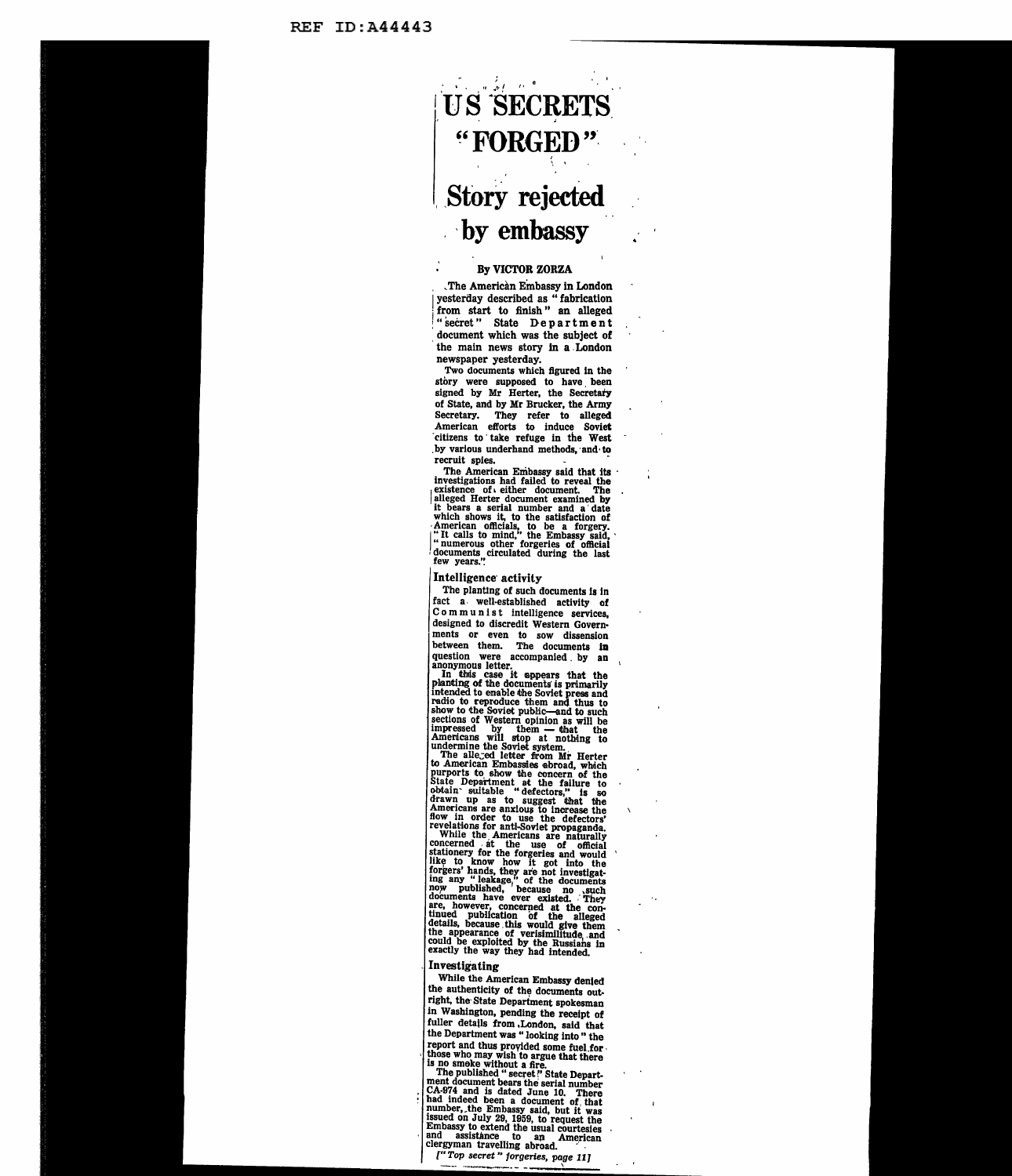REF ID:A44443

# US SECRETS "FORGED"

## Story rejected by embassy

**By VICTOR ZORZA**

The American Embassy in London yesterday described as "fabrication from start to finish" an alleged "secret" State Department document which was the subject of the main news story in a London newspaper yesterday.

Two documents which figured in the story were supposed to have been signed by Mr Herter, the Secretary of State, and by Mr Brucker, the Army Secretary. They refer to alleged American efforts to induce Soviet citizens to take refuge in the West by various underhand methods, and to recruit spies.

The American Embassy said that its investigations had failed to reveal the existence of either document. The alleged Herter document examined by it bears a serial number and a date which shows it, to the satisfaction of American officials, to be a forgery. "It calls to mind," the Embassy said, "numerous other forgeries of official documents circulated during the last few years."

### Intelligence activity

The planting of such documents is in fact a well-established activity of Communist intelligence services, designed to discredit Western Governments or even to sow dissension between them. The documents in question were accompanied by an anonymous letter.

In this case it appears that the planting of the documents is primarily intended to enable the Soviet press and radio to reproduce them and thus to show to the Soviet public—and to such sections of Western opinion as will be impressed by them — that the Americans will stop at nothing to undermine the Soviet system.

The alleged letter from Mr Herter to American Embassies abroad, which purports to show the concern of the State Department at the failure to obtain suitable "defectors," is so drawn up as to suggest that the Americans are anxious to increase the flow in order to use the defectors' revelations for anti-Soviet propaganda.

While the Americans are naturally concerned at the use of official stationery for the forgeries and would like to know how it got into the forgers' hands, they are not investigating any "leakage," of the documents now published, because no such documents have ever existed. They are, however, concerned at the continued publication of the alleged details, because this would give them the appearance of verisimilitude and could be exploited by the Russians in exactly the way they had intended.

### Investigating

While the American Embassy denied the authenticity of the documents outright, the State Department spokesman in Washington, pending the receipt of fuller details from London, said that the Department was "looking into" the report and thus provided some fuel for those who may wish to argue that there is no smoke without a fire.

The published "secret" State Department document bears the serial number CA-974 and is dated June 10. There had indeed been a document of that number, the Embassy said, but it was issued on July 29, 1959, to request the Embassy to extend the usual courtesies and assistance to an American clergyman travelling abroad.

*["Top secret" forgeries, page 11]*